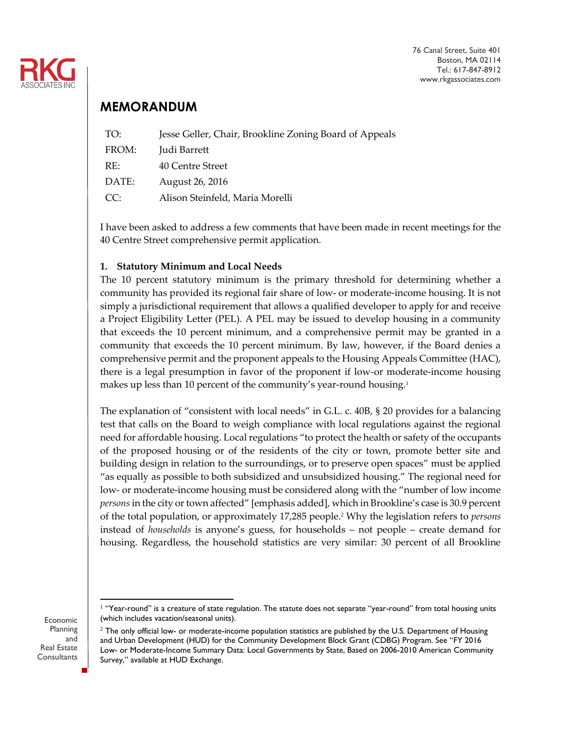76 Canal Street, Suite 401
Boston, MA 02114
Tel.: 617-847-8912
www.rkgassociates.com

# MEMORANDUM

| | |
|---|---|
| TO: | Jesse Geller, Chair, Brookline Zoning Board of Appeals |
| FROM: | Judi Barrett |
| RE: | 40 Centre Street |
| DATE: | August 26, 2016 |
| CC: | Alison Steinfeld, Maria Morelli |

I have been asked to address a few comments that have been made in recent meetings for the 40 Centre Street comprehensive permit application.

**1. Statutory Minimum and Local Needs**

The 10 percent statutory minimum is the primary threshold for determining whether a community has provided its regional fair share of low- or moderate-income housing. It is not simply a jurisdictional requirement that allows a qualified developer to apply for and receive a Project Eligibility Letter (PEL). A PEL may be issued to develop housing in a community that exceeds the 10 percent minimum, and a comprehensive permit may be granted in a community that exceeds the 10 percent minimum. By law, however, if the Board denies a comprehensive permit and the proponent appeals to the Housing Appeals Committee (HAC), there is a legal presumption in favor of the proponent if low-or moderate-income housing makes up less than 10 percent of the community's year-round housing.[1]

The explanation of "consistent with local needs" in G.L. c. 40B, § 20 provides for a balancing test that calls on the Board to weigh compliance with local regulations against the regional need for affordable housing. Local regulations "to protect the health or safety of the occupants of the proposed housing or of the residents of the city or town, promote better site and building design in relation to the surroundings, or to preserve open spaces" must be applied "as equally as possible to both subsidized and unsubsidized housing." The regional need for low- or moderate-income housing must be considered along with the "number of low income *persons* in the city or town affected" [emphasis added], which in Brookline's case is 30.9 percent of the total population, or approximately 17,285 people.[2] Why the legislation refers to *persons* instead of *households* is anyone's guess, for households – not people – create demand for housing. Regardless, the household statistics are very similar: 30 percent of all Brookline

---

[1] "Year-round" is a creature of state regulation. The statute does not separate "year-round" from total housing units (which includes vacation/seasonal units).

[2] The only official low- or moderate-income population statistics are published by the U.S. Department of Housing and Urban Development (HUD) for the Community Development Block Grant (CDBG) Program. See "FY 2016 Low- or Moderate-Income Summary Data: Local Governments by State, Based on 2006-2010 American Community Survey," available at HUD Exchange.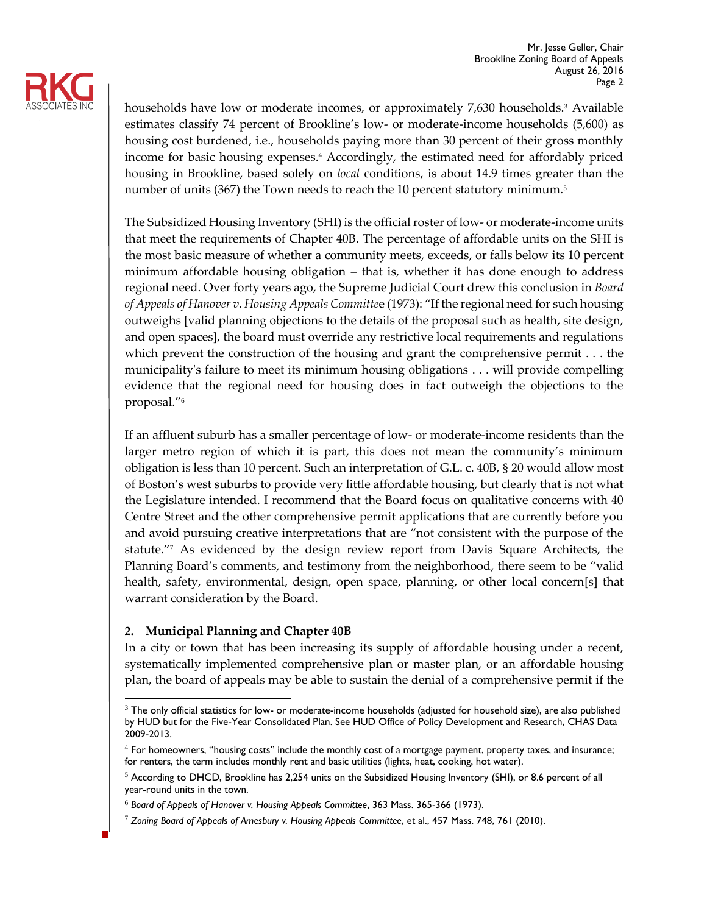households have low or moderate incomes, or approximately 7,630 households.[3] Available estimates classify 74 percent of Brookline's low- or moderate-income households (5,600) as housing cost burdened, i.e., households paying more than 30 percent of their gross monthly income for basic housing expenses.[4] Accordingly, the estimated need for affordably priced housing in Brookline, based solely on *local* conditions, is about 14.9 times greater than the number of units (367) the Town needs to reach the 10 percent statutory minimum.[5]

The Subsidized Housing Inventory (SHI) is the official roster of low- or moderate-income units that meet the requirements of Chapter 40B. The percentage of affordable units on the SHI is the most basic measure of whether a community meets, exceeds, or falls below its 10 percent minimum affordable housing obligation – that is, whether it has done enough to address regional need. Over forty years ago, the Supreme Judicial Court drew this conclusion in *Board of Appeals of Hanover v. Housing Appeals Committee* (1973): "If the regional need for such housing outweighs [valid planning objections to the details of the proposal such as health, site design, and open spaces], the board must override any restrictive local requirements and regulations which prevent the construction of the housing and grant the comprehensive permit . . . the municipality's failure to meet its minimum housing obligations . . . will provide compelling evidence that the regional need for housing does in fact outweigh the objections to the proposal."[6]

If an affluent suburb has a smaller percentage of low- or moderate-income residents than the larger metro region of which it is part, this does not mean the community's minimum obligation is less than 10 percent. Such an interpretation of G.L. c. 40B, § 20 would allow most of Boston's west suburbs to provide very little affordable housing, but clearly that is not what the Legislature intended. I recommend that the Board focus on qualitative concerns with 40 Centre Street and the other comprehensive permit applications that are currently before you and avoid pursuing creative interpretations that are "not consistent with the purpose of the statute."[7] As evidenced by the design review report from Davis Square Architects, the Planning Board's comments, and testimony from the neighborhood, there seem to be "valid health, safety, environmental, design, open space, planning, or other local concern[s] that warrant consideration by the Board.

**2. Municipal Planning and Chapter 40B**

In a city or town that has been increasing its supply of affordable housing under a recent, systematically implemented comprehensive plan or master plan, or an affordable housing plan, the board of appeals may be able to sustain the denial of a comprehensive permit if the

---

[3] The only official statistics for low- or moderate-income households (adjusted for household size), are also published by HUD but for the Five-Year Consolidated Plan. See HUD Office of Policy Development and Research, CHAS Data 2009-2013.

[4] For homeowners, "housing costs" include the monthly cost of a mortgage payment, property taxes, and insurance; for renters, the term includes monthly rent and basic utilities (lights, heat, cooking, hot water).

[5] According to DHCD, Brookline has 2,254 units on the Subsidized Housing Inventory (SHI), or 8.6 percent of all year-round units in the town.

[6] *Board of Appeals of Hanover v. Housing Appeals Committee*, 363 Mass. 365-366 (1973).

[7] *Zoning Board of Appeals of Amesbury v. Housing Appeals Committee*, et al., 457 Mass. 748, 761 (2010).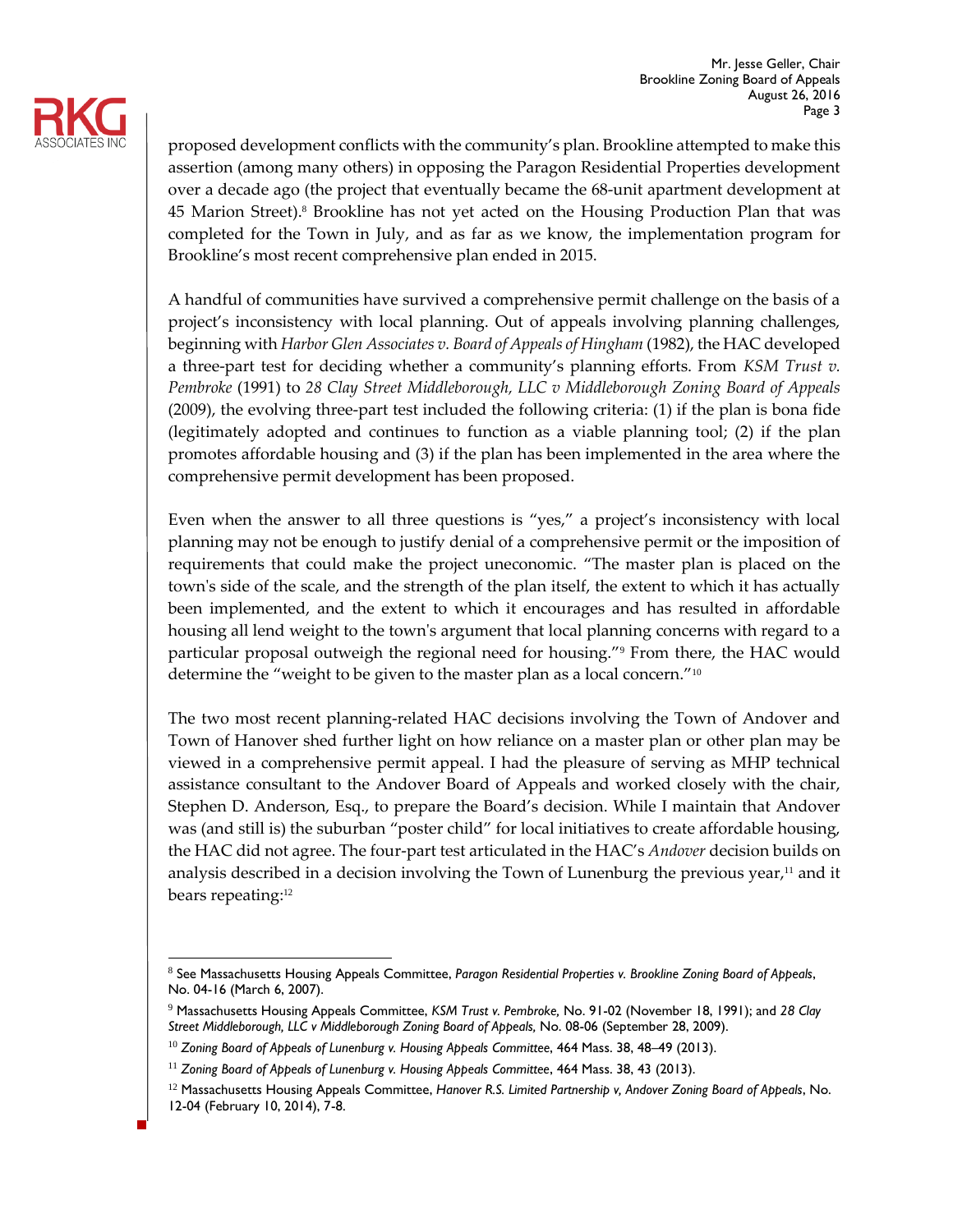proposed development conflicts with the community's plan. Brookline attempted to make this assertion (among many others) in opposing the Paragon Residential Properties development over a decade ago (the project that eventually became the 68-unit apartment development at 45 Marion Street).[8] Brookline has not yet acted on the Housing Production Plan that was completed for the Town in July, and as far as we know, the implementation program for Brookline's most recent comprehensive plan ended in 2015.

A handful of communities have survived a comprehensive permit challenge on the basis of a project's inconsistency with local planning. Out of appeals involving planning challenges, beginning with *Harbor Glen Associates v. Board of Appeals of Hingham* (1982), the HAC developed a three-part test for deciding whether a community's planning efforts. From *KSM Trust v. Pembroke* (1991) to *28 Clay Street Middleborough, LLC v Middleborough Zoning Board of Appeals* (2009), the evolving three-part test included the following criteria: (1) if the plan is bona fide (legitimately adopted and continues to function as a viable planning tool; (2) if the plan promotes affordable housing and (3) if the plan has been implemented in the area where the comprehensive permit development has been proposed.

Even when the answer to all three questions is "yes," a project's inconsistency with local planning may not be enough to justify denial of a comprehensive permit or the imposition of requirements that could make the project uneconomic. "The master plan is placed on the town's side of the scale, and the strength of the plan itself, the extent to which it has actually been implemented, and the extent to which it encourages and has resulted in affordable housing all lend weight to the town's argument that local planning concerns with regard to a particular proposal outweigh the regional need for housing."[9] From there, the HAC would determine the "weight to be given to the master plan as a local concern."[10]

The two most recent planning-related HAC decisions involving the Town of Andover and Town of Hanover shed further light on how reliance on a master plan or other plan may be viewed in a comprehensive permit appeal. I had the pleasure of serving as MHP technical assistance consultant to the Andover Board of Appeals and worked closely with the chair, Stephen D. Anderson, Esq., to prepare the Board's decision. While I maintain that Andover was (and still is) the suburban "poster child" for local initiatives to create affordable housing, the HAC did not agree. The four-part test articulated in the HAC's *Andover* decision builds on analysis described in a decision involving the Town of Lunenburg the previous year,[11] and it bears repeating:[12]

---

[8] See Massachusetts Housing Appeals Committee, *Paragon Residential Properties v. Brookline Zoning Board of Appeals*, No. 04-16 (March 6, 2007).

[9] Massachusetts Housing Appeals Committee, *KSM Trust v. Pembroke*, No. 91-02 (November 18, 1991); and *28 Clay Street Middleborough, LLC v Middleborough Zoning Board of Appeals*, No. 08-06 (September 28, 2009).

[10] *Zoning Board of Appeals of Lunenburg v. Housing Appeals Committee*, 464 Mass. 38, 48–49 (2013).

[11] *Zoning Board of Appeals of Lunenburg v. Housing Appeals Committee*, 464 Mass. 38, 43 (2013).

[12] Massachusetts Housing Appeals Committee, *Hanover R.S. Limited Partnership v, Andover Zoning Board of Appeals*, No. 12-04 (February 10, 2014), 7-8.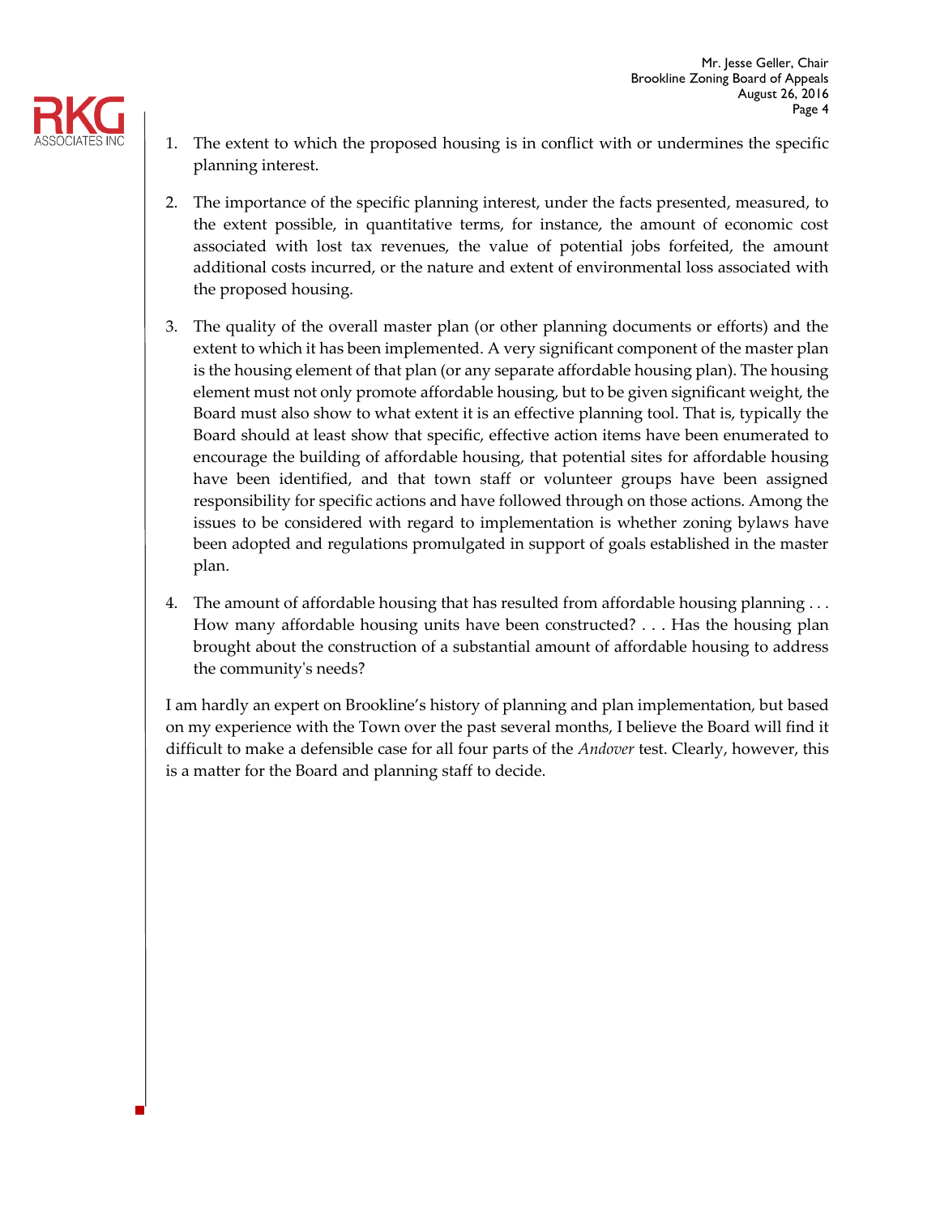1. The extent to which the proposed housing is in conflict with or undermines the specific planning interest.

2. The importance of the specific planning interest, under the facts presented, measured, to the extent possible, in quantitative terms, for instance, the amount of economic cost associated with lost tax revenues, the value of potential jobs forfeited, the amount additional costs incurred, or the nature and extent of environmental loss associated with the proposed housing.

3. The quality of the overall master plan (or other planning documents or efforts) and the extent to which it has been implemented. A very significant component of the master plan is the housing element of that plan (or any separate affordable housing plan). The housing element must not only promote affordable housing, but to be given significant weight, the Board must also show to what extent it is an effective planning tool. That is, typically the Board should at least show that specific, effective action items have been enumerated to encourage the building of affordable housing, that potential sites for affordable housing have been identified, and that town staff or volunteer groups have been assigned responsibility for specific actions and have followed through on those actions. Among the issues to be considered with regard to implementation is whether zoning bylaws have been adopted and regulations promulgated in support of goals established in the master plan.

4. The amount of affordable housing that has resulted from affordable housing planning . . . How many affordable housing units have been constructed? . . . Has the housing plan brought about the construction of a substantial amount of affordable housing to address the community's needs?

I am hardly an expert on Brookline's history of planning and plan implementation, but based on my experience with the Town over the past several months, I believe the Board will find it difficult to make a defensible case for all four parts of the *Andover* test. Clearly, however, this is a matter for the Board and planning staff to decide.